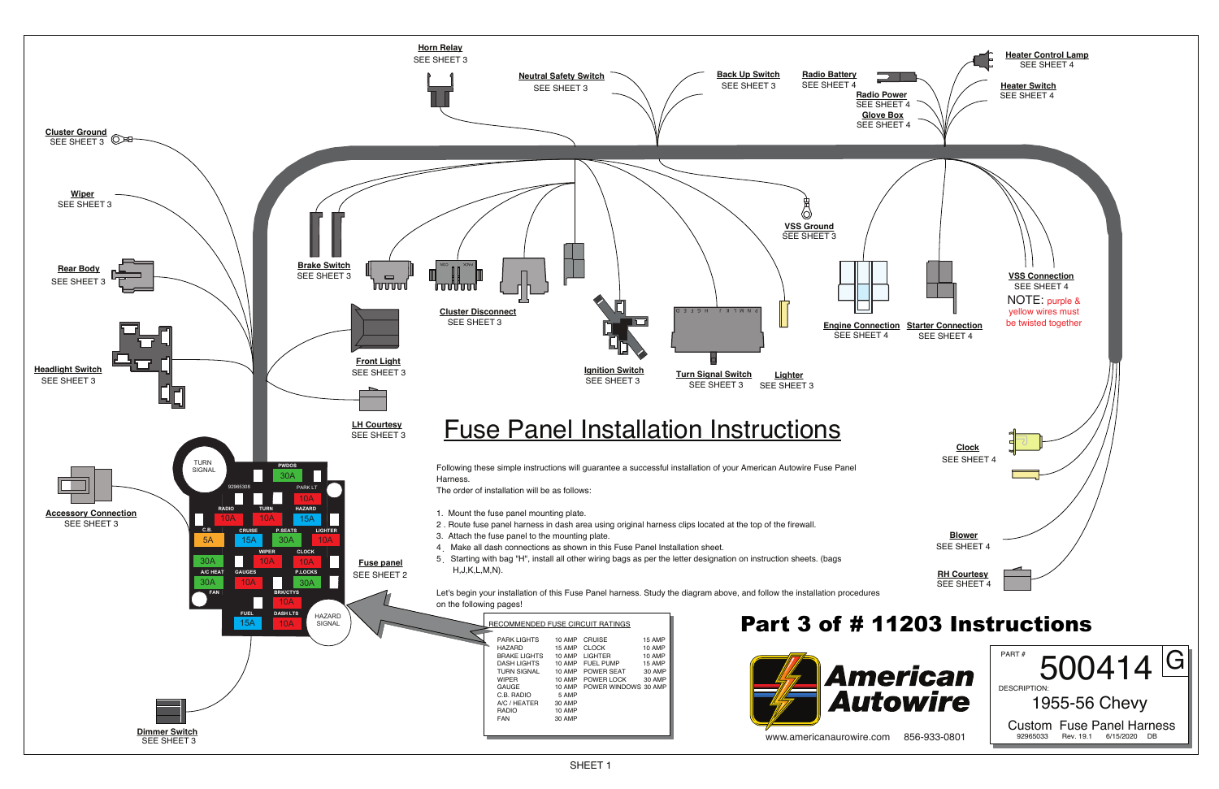# Fuse Panel Installation Instructions

Following these simple instructions will guarantee a successful installation of your American Autowire Fuse Panel Harness.
The order of installation will be as follows:

1. Mount the fuse panel mounting plate.
2. Route fuse panel harness in dash area using original harness clips located at the top of the firewall.
3. Attach the fuse panel to the mounting plate.
4. Make all dash connections as shown in this Fuse Panel Installation sheet.
5. Starting with bag "H", install all other wiring bags as per the letter designation on instruction sheets. (bags H,J,K,L,M,N).

Let's begin your installation of this Fuse Panel harness. Study the diagram above, and follow the installation procedures on the following pages!

**Horn Relay** SEE SHEET 3
**Neutral Safety Switch** SEE SHEET 3
**Back Up Switch** SEE SHEET 3
**Radio Battery** SEE SHEET 4
**Radio Power** SEE SHEET 4
**Glove Box** SEE SHEET 4
**Heater Control Lamp** SEE SHEET 4
**Heater Switch** SEE SHEET 4
**Cluster Ground** SEE SHEET 3
**Wiper** SEE SHEET 3
**Rear Body** SEE SHEET 3
**Headlight Switch** SEE SHEET 3
**Brake Switch** SEE SHEET 3
**Cluster Disconnect** SEE SHEET 3
**Front Light** SEE SHEET 3
**LH Courtesy** SEE SHEET 3
**Ignition Switch** SEE SHEET 3
**Turn Signal Switch** SEE SHEET 3
**Lighter** SEE SHEET 3
**VSS Ground** SEE SHEET 3
**Engine Connection** SEE SHEET 4
**Starter Connection** SEE SHEET 4
**VSS Connection** SEE SHEET 4
NOTE: purple & yellow wires must be twisted together
**Clock** SEE SHEET 4
**Blower** SEE SHEET 4
**RH Courtesy** SEE SHEET 4
**Accessory Connection** SEE SHEET 3
**Fuse panel** SEE SHEET 2
**Dimmer Switch** SEE SHEET 3

Fuse panel (92965308): TURN SIGNAL; PWDOS 30A; PARK LT 10A; RADIO 10A; TURN 10A; HAZARD 15A; C.B. 5A; CRUISE 15A; P.SEATS 30A; LIGHTER 10A; 30A A/C HEAT; WIPER 10A; CLOCK 10A; 30A FAN; GAUGES 10A; P.LOCKS 30A; BRK/CTYS 10A; FUEL 15A; DASH LTS 10A; HAZARD SIGNAL

RECOMMENDED FUSE CIRCUIT RATINGS

| Circuit | Rating | Circuit | Rating |
|---|---|---|---|
| PARK LIGHTS | 10 AMP | CRUISE | 15 AMP |
| HAZARD | 15 AMP | CLOCK | 10 AMP |
| BRAKE LIGHTS | 10 AMP | LIGHTER | 10 AMP |
| DASH LIGHTS | 10 AMP | FUEL PUMP | 15 AMP |
| TURN SIGNAL | 10 AMP | POWER SEAT | 30 AMP |
| WIPER | 10 AMP | POWER LOCK | 30 AMP |
| GAUGE | 10 AMP | POWER WINDOWS | 30 AMP |
| C.B. RADIO | 5 AMP | | |
| A/C / HEATER | 30 AMP | | |
| RADIO | 10 AMP | | |
| FAN | 30 AMP | | |

## Part 3 of # 11203 Instructions

American Autowire
www.americanaurowire.com 856-933-0801

PART # 500414 G
DESCRIPTION: 1955-56 Chevy
Custom Fuse Panel Harness
92965033 Rev. 19.1 6/15/2020 DB

SHEET 1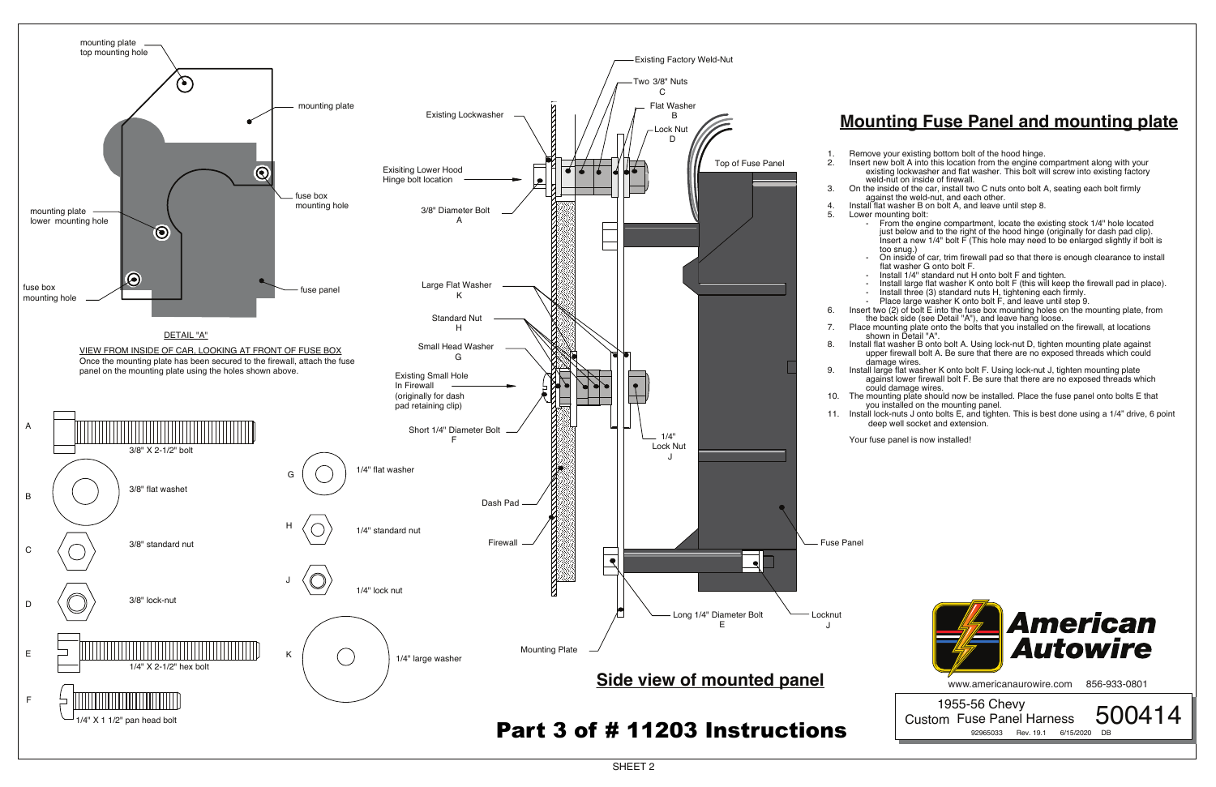## Mounting Fuse Panel and mounting plate

1. Remove your existing bottom bolt of the hood hinge.
2. Insert new bolt A into this location from the engine compartment along with your existing lockwasher and flat washer. This bolt will screw into existing factory weld-nut on inside of firewall.
3. On the inside of the car, install two C nuts onto bolt A, seating each bolt firmly against the weld-nut, and each other.
4. Install flat washer B on bolt A, and leave until step 8.
5. Lower mounting bolt:
   - From the engine compartment, locate the existing stock 1/4" hole located just below and to the right of the hood hinge (originally for dash pad clip). Insert a new 1/4" bolt F (This hole may need to be enlarged slightly if bolt is too snug.)
   - On inside of car, trim firewall pad so that there is enough clearance to install flat washer G onto bolt F.
   - Install 1/4" standard nut H onto bolt F and tighten.
   - Install large flat washer K onto bolt F (this will keep the firewall pad in place).
   - Install three (3) standard nuts H, tightening each firmly.
   - Place large washer K onto bolt F, and leave until step 9.
6. Insert two (2) of bolt E into the fuse box mounting holes on the mounting plate, from the back side (see Detail "A"), and leave hang loose.
7. Place mounting plate onto the bolts that you installed on the firewall, at locations shown in Detail "A".
8. Install flat washer B onto bolt A. Using lock-nut D, tighten mounting plate against upper firewall bolt A. Be sure that there are no exposed threads which could damage wires.
9. Install large flat washer K onto bolt F. Using lock-nut J, tighten mounting plate against lower firewall bolt F. Be sure that there are no exposed threads which could damage wires.
10. The mounting plate should now be installed. Place the fuse panel onto bolts E that you installed on the mounting panel.
11. Install lock-nuts J onto bolts E, and tighten. This is best done using a 1/4" drive, 6 point deep well socket and extension.

Your fuse panel is now installed!

### DETAIL "A"

mounting plate top mounting hole; mounting plate; fuse box mounting hole; mounting plate lower mounting hole; fuse box mounting hole; fuse panel

VIEW FROM INSIDE OF CAR, LOOKING AT FRONT OF FUSE BOX

Once the mounting plate has been secured to the firewall, attach the fuse panel on the mounting plate using the holes shown above.

### Side view of mounted panel

Existing Factory Weld-Nut; Two 3/8" Nuts C; Flat Washer B; Lock Nut D; Existing Lockwasher; Exisiting Lower Hood Hinge bolt location; 3/8" Diameter Bolt A; Top of Fuse Panel; Large Flat Washer K; Standard Nut H; Small Head Washer G; Existing Small Hole In Firewall (originally for dash pad retaining clip); Short 1/4" Diameter Bolt F; 1/4" Lock Nut J; Dash Pad; Firewall; Fuse Panel; Long 1/4" Diameter Bolt E; Locknut J; Mounting Plate

| | Part | | Part |
|---|---|---|---|
| A | 3/8" X 2-1/2" bolt | G | 1/4" flat washer |
| B | 3/8" flat washet | H | 1/4" standard nut |
| C | 3/8" standard nut | J | 1/4" lock nut |
| D | 3/8" lock-nut | K | 1/4" large washer |
| E | 1/4" X 2-1/2" hex bolt | | |
| F | 1/4" X 1 1/2" pan head bolt | | |

# Part 3 of # 11203 Instructions

American Autowire

www.americanaurowire.com 856-933-0801

1955-56 Chevy Custom Fuse Panel Harness **500414**

92965033 Rev. 19.1 6/15/2020 DB

SHEET 2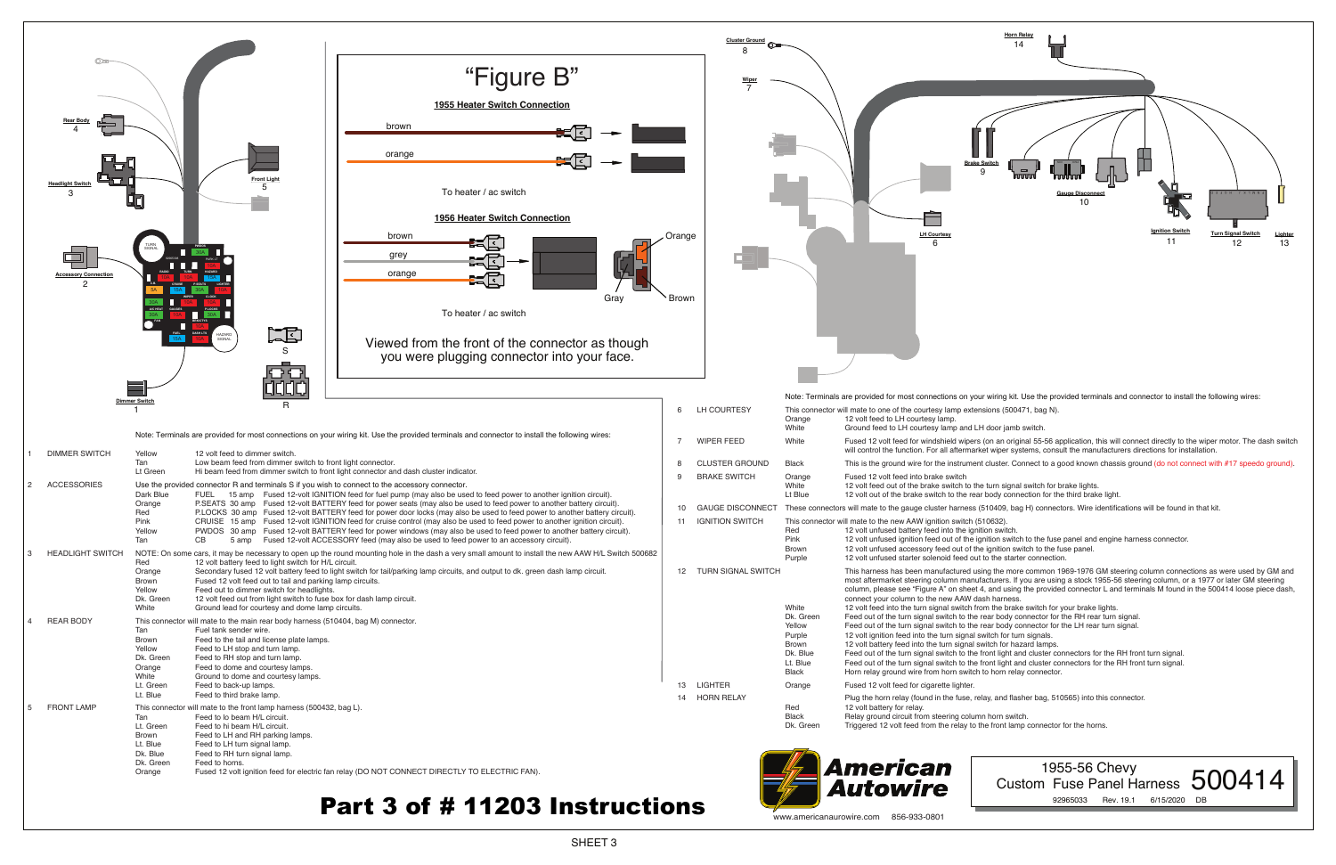# "Figure B"

## 1955 Heater Switch Connection

brown

orange

To heater / ac switch

## 1956 Heater Switch Connection

brown

grey

orange

Orange

Gray

Brown

To heater / ac switch

Viewed from the front of the connector as though you were plugging connector into your face.

Rear Body 4

Headlight Switch 3

Front Light 5

Accessory Connection 2

Dimmer Switch 1

S

R

Cluster Ground 8

Wiper 7

Horn Relay 14

Brake Switch 9

Gauge Disconnect 10

LH Courtesy 6

Ignition Switch 11

Turn Signal Switch 12

Lighter 13

Note: Terminals are provided for most connections on your wiring kit. Use the provided terminals and connector to install the following wires:

| # | Connection | Wire | Description |
|---|---|---|---|
| 1 | DIMMER SWITCH | Yellow | 12 volt feed to dimmer switch. |
| | | Tan | Low beam feed from dimmer switch to front light connector. |
| | | Lt Green | Hi beam feed from dimmer switch to front light connector and dash cluster indicator. |
| 2 | ACCESSORIES | | Use the provided connector R and terminals S if you wish to connect to the accessory connector. |
| | | Dark Blue | FUEL 15 amp Fused 12-volt IGNITION feed for fuel pump (may also be used to feed power to another ignition circuit). |
| | | Orange | P.SEATS 30 amp Fused 12-volt BATTERY feed for power seats (may also be used to feed power to another battery circuit). |
| | | Red | P.LOCKS 30 amp Fused 12-volt BATTERY feed for power door locks (may also be used to feed power to another battery circuit). |
| | | Pink | CRUISE 15 amp Fused 12-volt IGNITION feed for cruise control (may also be used to feed power to another ignition circuit). |
| | | Yellow | PWDOS 30 amp Fused 12-volt BATTERY feed for power windows (may also be used to feed power to another battery circuit). |
| | | Tan | CB 5 amp Fused 12-volt ACCESSORY feed (may also be used to feed power to an accessory circuit). |
| 3 | HEADLIGHT SWITCH | | NOTE: On some cars, it may be necessary to open up the round mounting hole in the dash a very small amount to install the new AAW H/L Switch 500682 |
| | | Red | 12 volt battery feed to light switch for H/L circuit. |
| | | Orange | Secondary fused 12 volt battery feed to light switch for tail/parking lamp circuits, and output to dk. green dash lamp circuit. |
| | | Brown | Fused 12 volt feed out to tail and parking lamp circuits. |
| | | Yellow | Feed out to dimmer switch for headlights. |
| | | Dk. Green | 12 volt feed out from light switch to fuse box for dash lamp circuit. |
| | | White | Ground lead for courtesy and dome lamp circuits. |
| 4 | REAR BODY | | This connector will mate to the main rear body harness (510404, bag M) connector. |
| | | Tan | Fuel tank sender wire. |
| | | Brown | Feed to the tail and license plate lamps. |
| | | Yellow | Feed to LH stop and turn lamp. |
| | | Dk. Green | Feed to RH stop and turn lamp. |
| | | Orange | Feed to dome and courtesy lamps. |
| | | White | Ground to dome and courtesy lamps. |
| | | Lt. Green | Feed to back-up lamps. |
| | | Lt. Blue | Feed to third brake lamp. |
| 5 | FRONT LAMP | | This connector will mate to the front lamp harness (500432, bag L). |
| | | Tan | Feed to lo beam H/L circuit. |
| | | Lt. Green | Feed to hi beam H/L circuit. |
| | | Brown | Feed to LH and RH parking lamps. |
| | | Lt. Blue | Feed to LH turn signal lamp. |
| | | Dk. Blue | Feed to RH turn signal lamp. |
| | | Dk. Green | Feed to horns. |
| | | Orange | Fused 12 volt ignition feed for electric fan relay (DO NOT CONNECT DIRECTLY TO ELECTRIC FAN). |

Note: Terminals are provided for most connections on your wiring kit. Use the provided terminals and connector to install the following wires:

| # | Connection | Wire | Description |
|---|---|---|---|
| 6 | LH COURTESY | | This connector will mate to one of the courtesy lamp extensions (500471, bag N). |
| | | Orange | 12 volt feed to LH courtesy lamp. |
| | | White | Ground feed to LH courtesy lamp and LH door jamb switch. |
| 7 | WIPER FEED | White | Fused 12 volt feed for windshield wipers (on an original 55-56 application, this will connect directly to the wiper motor. The dash switch will control the function. For all aftermarket wiper systems, consult the manufacturers directions for installation. |
| 8 | CLUSTER GROUND | Black | This is the ground wire for the instrument cluster. Connect to a good known chassis ground (do not connect with #17 speedo ground). |
| 9 | BRAKE SWITCH | Orange | Fused 12 volt feed into brake switch |
| | | White | 12 volt feed out of the brake switch to the turn signal switch for brake lights. |
| | | Lt Blue | 12 volt out of the brake switch to the rear body connection for the third brake light. |
| 10 | GAUGE DISCONNECT | | These connectors will mate to the gauge cluster harness (510409, bag H) connectors. Wire identifications will be found in that kit. |
| 11 | IGNITION SWITCH | | This connector will mate to the new AAW ignition switch (510632). |
| | | Red | 12 volt unfused battery feed into the ignition switch. |
| | | Pink | 12 volt unfused ignition feed out of the ignition switch to the fuse panel and engine harness connector. |
| | | Brown | 12 volt unfused accessory feed out of the ignition switch to the fuse panel. |
| | | Purple | 12 volt unfused starter solenoid feed out to the starter connection. |
| 12 | TURN SIGNAL SWITCH | | This harness has been manufactured using the more common 1969-1976 GM steering column connections as were used by GM and most aftermarket steering column manufacturers. If you are using a stock 1955-56 steering column, or a 1977 or later GM steering column, please see "Figure A" on sheet 4, and using the provided connector L and terminals M found in the 500414 loose piece dash, connect your column to the new AAW dash harness. |
| | | White | 12 volt feed into the turn signal switch from the brake switch for your brake lights. |
| | | Dk. Green | Feed out of the turn signal switch to the rear body connector for the RH rear turn signal. |
| | | Yellow | Feed out of the turn signal switch to the rear body connector for the LH rear turn signal. |
| | | Purple | 12 volt ignition feed into the turn signal switch for turn signals. |
| | | Brown | 12 volt battery feed into the turn signal switch for hazard lamps. |
| | | Dk. Blue | Feed out of the turn signal switch to the front light and cluster connectors for the RH front turn signal. |
| | | Lt. Blue | Feed out of the turn signal switch to the front light and cluster connectors for the RH front turn signal. |
| | | Black | Horn relay ground wire from horn switch to horn relay connector. |
| 13 | LIGHTER | Orange | Fused 12 volt feed for cigarette lighter. |
| 14 | HORN RELAY | | Plug the horn relay (found in the fuse, relay, and flasher bag, 510565) into this connector. |
| | | Red | 12 volt battery for relay. |
| | | Black | Relay ground circuit from steering column horn switch. |
| | | Dk. Green | Triggered 12 volt feed from the relay to the front lamp connector for the horns. |

# Part 3 of # 11203 Instructions

American Autowire

www.americanaurowire.com 856-933-0801

1955-56 Chevy Custom Fuse Panel Harness **500414**

92965033 Rev. 19.1 6/15/2020 DB

SHEET 3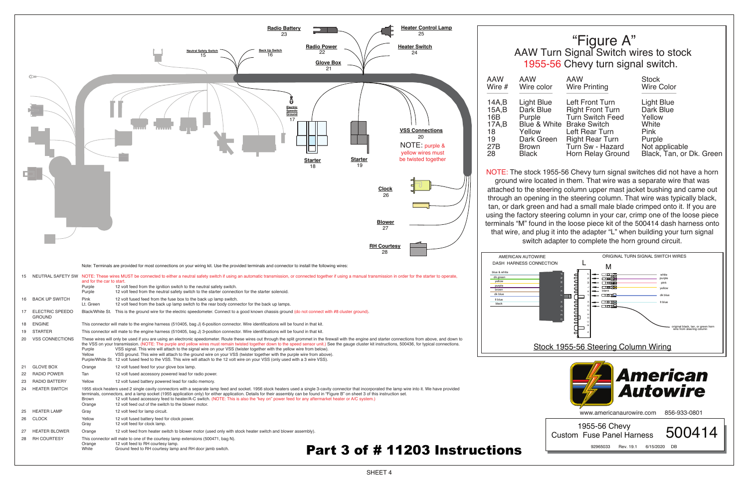Radio Battery 23

Heater Control Lamp 25

Neutral Safety Switch 15

Back Up Switch 16

Radio Power 22

Heater Switch 24

Glove Box 21

Electric Speedo Ground 17

VSS Connections 20

NOTE: purple & yellow wires must be twisted together

Starter 18

Starter 19

Clock 26

Blower 27

RH Courtesy 28

Note: Terminals are provided for most connections on your wiring kit. Use the provided terminals and connector to install the following wires:

| | | | |
|---|---|---|---|
| 15 | NEUTRAL SAFETY SW | | NOTE: These wires MUST be connected to either a neutral safety switch if using an automatic transmission, or connected together if using a manual transmission in order for the starter to operate, and for the car to start. |
| | | Purple | 12 volt feed from the ignition switch to the neutral safety switch. |
| | | Purple | 12 volt feed from the neutral safety switch to the starter connection for the starter solenoid. |
| 16 | BACK UP SWITCH | Pink | 12 volt fused feed from the fuse box to the back up lamp switch. |
| | | Lt. Green | 12 volt feed from the back up lamp switch to the rear body connector for the back up lamps. |
| 17 | ELECTRIC SPEEDO GROUND | Black/White St. | This is the ground wire for the electric speedometer. Connect to a good known chassis ground (do not connect with #8 cluster ground). |
| 18 | ENGINE | | This connector will mate to the engine harness (510405, bag J) 6-position connector. Wire identifications will be found in that kit. |
| 19 | STARTER | | This connector will mate to the engine harness (510405, bag J) 3-position connector. Wire identifications will be found in that kit. |
| 20 | VSS CONNECTIONS | | These wires will only be used if you are using an electronic speedometer. Route these wires out through the split grommet in the firewall with the engine and starter connections from above, and down to the VSS on your transmission. (NOTE: The purple and yellow wires must remain twisted together down to the speed sensor unit.) See the gauge cluster kit instructions, 500436, for typical connections. |
| | | Purple | VSS signal. This wire will attach to the signal wire on your VSS (twister together with the yellow wire from below). |
| | | Yellow | VSS ground. This wire will attach to the ground wire on your VSS (twister together with the purple wire from above). |
| | | Purple/White St. | 12 volt fused feed to the VSS. This wire will attach to the 12 volt wire on your VSS (only used with a 3 wire VSS). |
| 21 | GLOVE BOX | Orange | 12 volt fused feed for your glove box lamp. |
| 22 | RADIO POWER | Tan | 12 volt fused accessory powered lead for radio power. |
| 23 | RADIO BATTERY | Yellow | 12 volt fused battery powered lead for radio memory. |
| 24 | HEATER SWITCH | | 1955 stock heaters used 2 single cavity connectors with a separate lamp feed and socket. 1956 stock heaters used a single 3-cavity connector that incorporated the lamp wire into it. We have provided terminals, connectors, and a lamp socket (1955 application only) for either application. Details for their assembly can be found in "Figure B" on sheet 3 of this instruction set. |
| | | Brown | 12 volt fused accessory feed to heater/A-C switch. (NOTE: This is also the "key on" power feed for any aftermarket heater or A/C system.) |
| | | Orange | 12 volt fed out of the switch to the blower motor. |
| 25 | HEATER LAMP | Gray | 12 volt fused feed for lamp circuit. |
| 26 | CLOCK | Yellow | 12 volt fused battery feed for clock power. |
| | | Gray | 12 volt feed for clock lamp. |
| 27 | HEATER BLOWER | Orange | 12 volt feed from heater switch to blower motor (used only with stock heater switch and blower assembly). |
| 28 | RH COURTESY | | This connector will mate to one of the courtesy lamp extensions (500471, bag N). |
| | | Orange | 12 volt feed to RH courtesy lamp. |
| | | White | Ground feed to RH courtesy lamp and RH door jamb switch. |

# Part 3 of # 11203 Instructions

## "Figure A"
## AAW Turn Signal Switch wires to stock 1955-56 Chevy turn signal switch.

| AAW Wire # | AAW Wire color | AAW Wire Printing | Stock Wire Color |
|---|---|---|---|
| 14A,B | Light Blue | Left Front Turn | Light Blue |
| 15A,B | Dark Blue | Right Front Turn | Dark Blue |
| 16B | Purple | Turn Switch Feed | Yellow |
| 17A,B | Blue & White | Brake Switch | White |
| 18 | Yellow | Left Rear Turn | Pink |
| 19 | Dark Green | Right Rear Turn | Purple |
| 27B | Brown | Turn Sw - Hazard | Not applicable |
| 28 | Black | Horn Relay Ground | Black, Tan, or Dk. Green |

NOTE: The stock 1955-56 Chevy turn signal switches did not have a horn ground wire located in them. That wire was a separate wire that was attached to the steering column upper mast jacket bushing and came out through an opening in the steering column. That wire was typically black, tan, or dark green and had a small male blade crimped onto it. If you are using the factory steering column in your car, crimp one of the loose piece terminals "M" found in the loose piece kit of the 500414 dash harness onto that wire, and plug it into the adapter "L" when building your turn signal switch adapter to complete the horn ground circuit.

AMERICAN AUTOWIRE DASH HARNESS CONNECTION

ORIGINAL TURN SIGNAL SWITCH WIRES

L

M

blue & white
dk green
yellow
purple
brown
dk blue
lt blue
black

white
purple
pink
yellow
dk blue
lt blue

blank

original black, tan, or green horn wire from steering column

Stock 1955-56 Steering Column Wiring

American Autowire

www.americanautowire.com 856-933-0801

1955-56 Chevy
Custom Fuse Panel Harness

500414

92965033 Rev. 19.1 6/15/2020 DB

SHEET 4